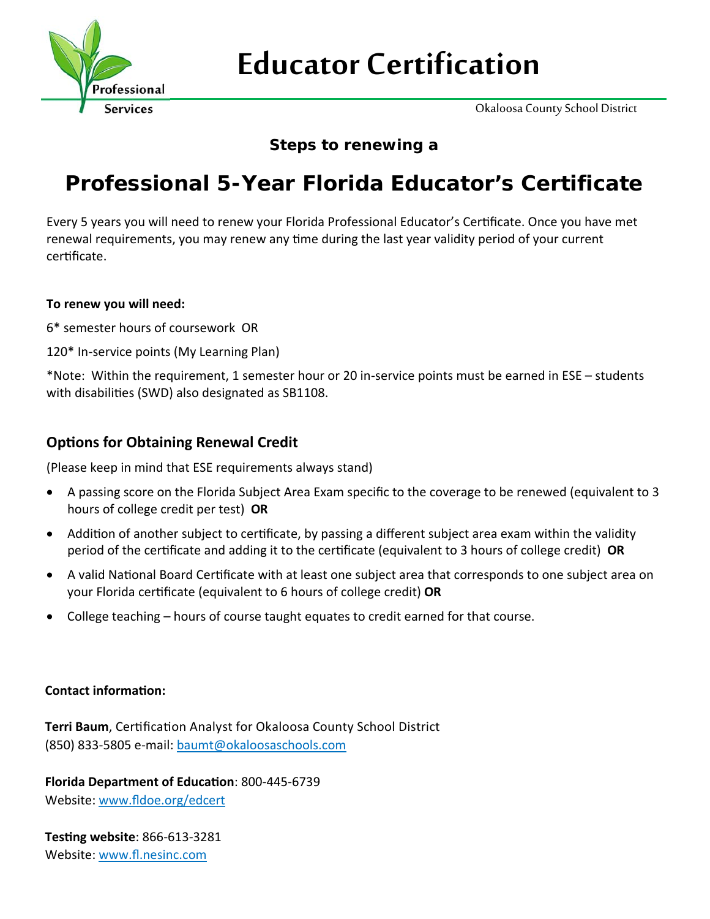# Educator Certification

Professional Services

Okaloosa County School District

### Steps to renewing a

## Professional 5-Year Florida Educator's Certificate

Every 5 years you will need to renew your Florida Professional Educator's Certificate. Once you have met renewal requirements, you may renew any time during the last year validity period of your current certificate.

**To renew you will need:**

6* semester hours of coursework OR

120* In-service points (My Learning Plan)

*Note: Within the requirement, 1 semester hour or 20 in-service points must be earned in ESE – students with disabilities (SWD) also designated as SB1108.

### Options for Obtaining Renewal Credit

(Please keep in mind that ESE requirements always stand)

- A passing score on the Florida Subject Area Exam specific to the coverage to be renewed (equivalent to 3 hours of college credit per test) **OR**
- Addition of another subject to certificate, by passing a different subject area exam within the validity period of the certificate and adding it to the certificate (equivalent to 3 hours of college credit) **OR**
- A valid National Board Certificate with at least one subject area that corresponds to one subject area on your Florida certificate (equivalent to 6 hours of college credit) **OR**
- College teaching – hours of course taught equates to credit earned for that course.

**Contact information:**

**Terri Baum**, Certification Analyst for Okaloosa County School District
(850) 833-5805 e-mail: [baumt@okaloosaschools.com](mailto:baumt@okaloosaschools.com)

**Florida Department of Education**: 800-445-6739
Website: [www.fldoe.org/edcert](http://www.fldoe.org/edcert)

**Testing website**: 866-613-3281
Website: [www.fl.nesinc.com](http://www.fl.nesinc.com)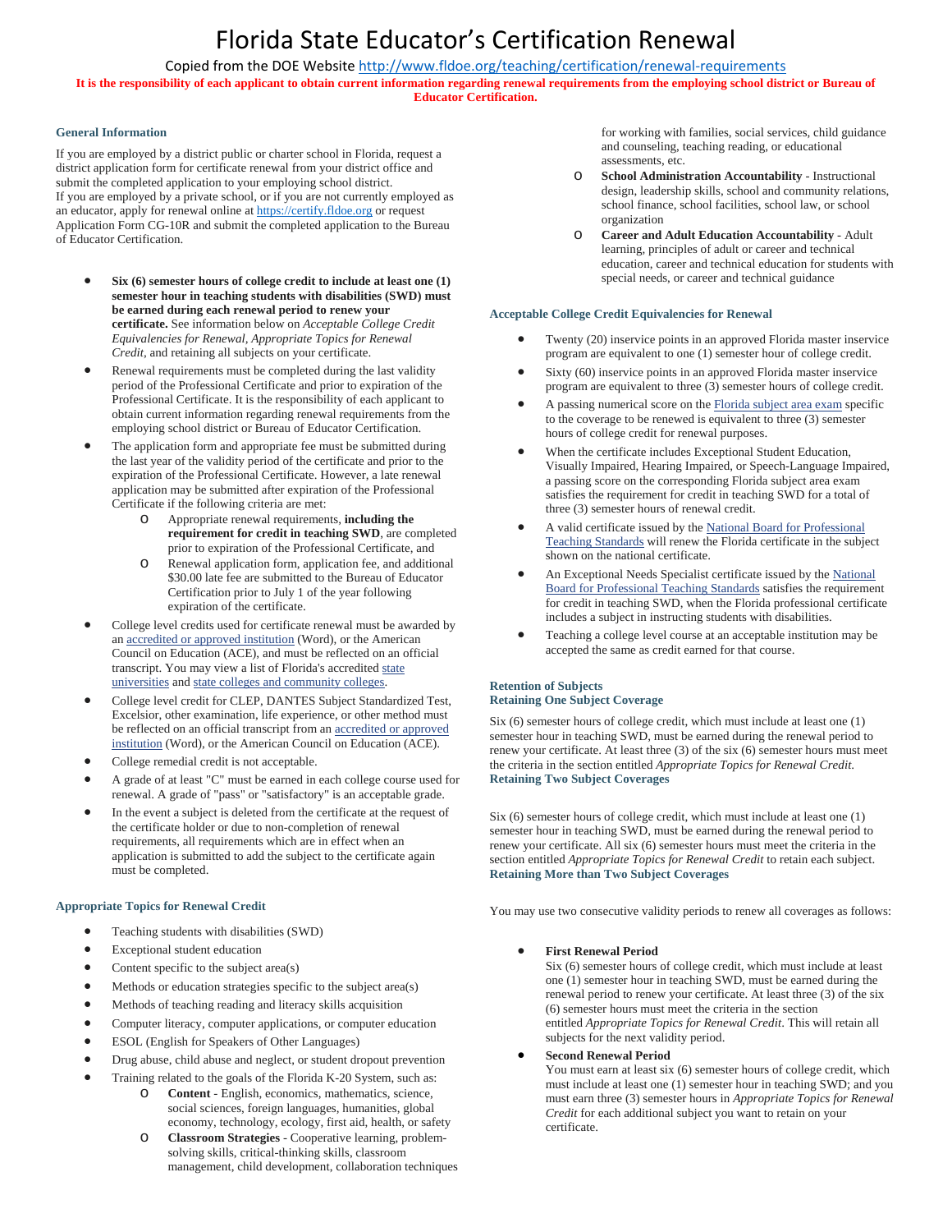# Florida State Educator's Certification Renewal

Copied from the DOE Website http://www.fldoe.org/teaching/certification/renewal-requirements

**It is the responsibility of each applicant to obtain current information regarding renewal requirements from the employing school district or Bureau of Educator Certification.**

### General Information

If you are employed by a district public or charter school in Florida, request a district application form for certificate renewal from your district office and submit the completed application to your employing school district.
If you are employed by a private school, or if you are not currently employed as an educator, apply for renewal online at https://certify.fldoe.org or request Application Form CG-10R and submit the completed application to the Bureau of Educator Certification.

- **Six (6) semester hours of college credit to include at least one (1) semester hour in teaching students with disabilities (SWD) must be earned during each renewal period to renew your certificate.** See information below on *Acceptable College Credit Equivalencies for Renewal, Appropriate Topics for Renewal Credit*, and retaining all subjects on your certificate.
- Renewal requirements must be completed during the last validity period of the Professional Certificate and prior to expiration of the Professional Certificate. It is the responsibility of each applicant to obtain current information regarding renewal requirements from the employing school district or Bureau of Educator Certification.
- The application form and appropriate fee must be submitted during the last year of the validity period of the certificate and prior to the expiration of the Professional Certificate. However, a late renewal application may be submitted after expiration of the Professional Certificate if the following criteria are met:
  - Appropriate renewal requirements, **including the requirement for credit in teaching SWD**, are completed prior to expiration of the Professional Certificate, and
  - Renewal application form, application fee, and additional $30.00 late fee are submitted to the Bureau of Educator Certification prior to July 1 of the year following expiration of the certificate.
- College level credits used for certificate renewal must be awarded by an accredited or approved institution (Word), or the American Council on Education (ACE), and must be reflected on an official transcript. You may view a list of Florida's accredited state universities and state colleges and community colleges.
- College level credit for CLEP, DANTES Subject Standardized Test, Excelsior, other examination, life experience, or other method must be reflected on an official transcript from an accredited or approved institution (Word), or the American Council on Education (ACE).
- College remedial credit is not acceptable.
- A grade of at least "C" must be earned in each college course used for renewal. A grade of "pass" or "satisfactory" is an acceptable grade.
- In the event a subject is deleted from the certificate at the request of the certificate holder or due to non-completion of renewal requirements, all requirements which are in effect when an application is submitted to add the subject to the certificate again must be completed.

### Appropriate Topics for Renewal Credit

- Teaching students with disabilities (SWD)
- Exceptional student education
- Content specific to the subject area(s)
- Methods or education strategies specific to the subject area(s)
- Methods of teaching reading and literacy skills acquisition
- Computer literacy, computer applications, or computer education
- ESOL (English for Speakers of Other Languages)
- Drug abuse, child abuse and neglect, or student dropout prevention
- Training related to the goals of the Florida K-20 System, such as:
  - **Content** - English, economics, mathematics, science, social sciences, foreign languages, humanities, global economy, technology, ecology, first aid, health, or safety
  - **Classroom Strategies** - Cooperative learning, problem-solving skills, critical-thinking skills, classroom management, child development, collaboration techniques for working with families, social services, child guidance and counseling, teaching reading, or educational assessments, etc.
  - **School Administration Accountability** - Instructional design, leadership skills, school and community relations, school finance, school facilities, school law, or school organization
  - **Career and Adult Education Accountability** - Adult learning, principles of adult or career and technical education, career and technical education for students with special needs, or career and technical guidance

### Acceptable College Credit Equivalencies for Renewal

- Twenty (20) inservice points in an approved Florida master inservice program are equivalent to one (1) semester hour of college credit.
- Sixty (60) inservice points in an approved Florida master inservice program are equivalent to three (3) semester hours of college credit.
- A passing numerical score on the Florida subject area exam specific to the coverage to be renewed is equivalent to three (3) semester hours of college credit for renewal purposes.
- When the certificate includes Exceptional Student Education, Visually Impaired, Hearing Impaired, or Speech-Language Impaired, a passing score on the corresponding Florida subject area exam satisfies the requirement for credit in teaching SWD for a total of three (3) semester hours of renewal credit.
- A valid certificate issued by the National Board for Professional Teaching Standards will renew the Florida certificate in the subject shown on the national certificate.
- An Exceptional Needs Specialist certificate issued by the National Board for Professional Teaching Standards satisfies the requirement for credit in teaching SWD, when the Florida professional certificate includes a subject in instructing students with disabilities.
- Teaching a college level course at an acceptable institution may be accepted the same as credit earned for that course.

### Retention of Subjects

#### Retaining One Subject Coverage

Six (6) semester hours of college credit, which must include at least one (1) semester hour in teaching SWD, must be earned during the renewal period to renew your certificate. At least three (3) of the six (6) semester hours must meet the criteria in the section entitled *Appropriate Topics for Renewal Credit.*

#### Retaining Two Subject Coverages

Six (6) semester hours of college credit, which must include at least one (1) semester hour in teaching SWD, must be earned during the renewal period to renew your certificate. All six (6) semester hours must meet the criteria in the section entitled *Appropriate Topics for Renewal Credit* to retain each subject.

#### Retaining More than Two Subject Coverages

You may use two consecutive validity periods to renew all coverages as follows:

- **First Renewal Period**
  Six (6) semester hours of college credit, which must include at least one (1) semester hour in teaching SWD, must be earned during the renewal period to renew your certificate. At least three (3) of the six (6) semester hours must meet the criteria in the section entitled *Appropriate Topics for Renewal Credit*. This will retain all subjects for the next validity period.
- **Second Renewal Period**
  You must earn at least six (6) semester hours of college credit, which must include at least one (1) semester hour in teaching SWD; and you must earn three (3) semester hours in *Appropriate Topics for Renewal Credit* for each additional subject you want to retain on your certificate.